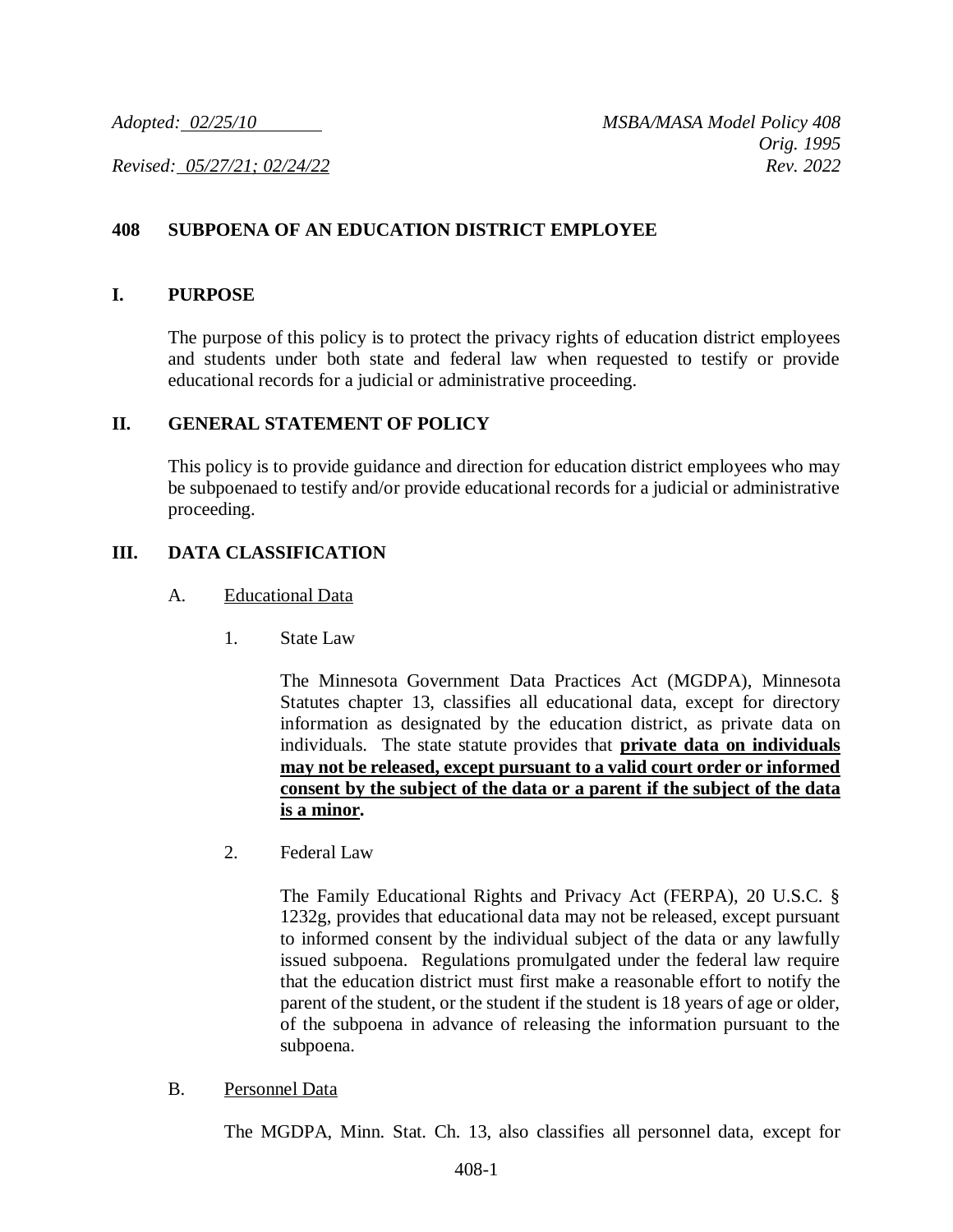*Adopted: 02/25/10* *MSBA/MASA Model Policy 408*
*Orig. 1995*
*Revised: 05/27/21; 02/24/22* *Rev. 2022*

# 408 SUBPOENA OF AN EDUCATION DISTRICT EMPLOYEE

## I. PURPOSE

The purpose of this policy is to protect the privacy rights of education district employees and students under both state and federal law when requested to testify or provide educational records for a judicial or administrative proceeding.

## II. GENERAL STATEMENT OF POLICY

This policy is to provide guidance and direction for education district employees who may be subpoenaed to testify and/or provide educational records for a judicial or administrative proceeding.

## III. DATA CLASSIFICATION

### A. Educational Data

1. State Law

   The Minnesota Government Data Practices Act (MGDPA), Minnesota Statutes chapter 13, classifies all educational data, except for directory information as designated by the education district, as private data on individuals. The state statute provides that **private data on individuals may not be released, except pursuant to a valid court order or informed consent by the subject of the data or a parent if the subject of the data is a minor.**

2. Federal Law

   The Family Educational Rights and Privacy Act (FERPA), 20 U.S.C. § 1232g, provides that educational data may not be released, except pursuant to informed consent by the individual subject of the data or any lawfully issued subpoena. Regulations promulgated under the federal law require that the education district must first make a reasonable effort to notify the parent of the student, or the student if the student is 18 years of age or older, of the subpoena in advance of releasing the information pursuant to the subpoena.

### B. Personnel Data

The MGDPA, Minn. Stat. Ch. 13, also classifies all personnel data, except for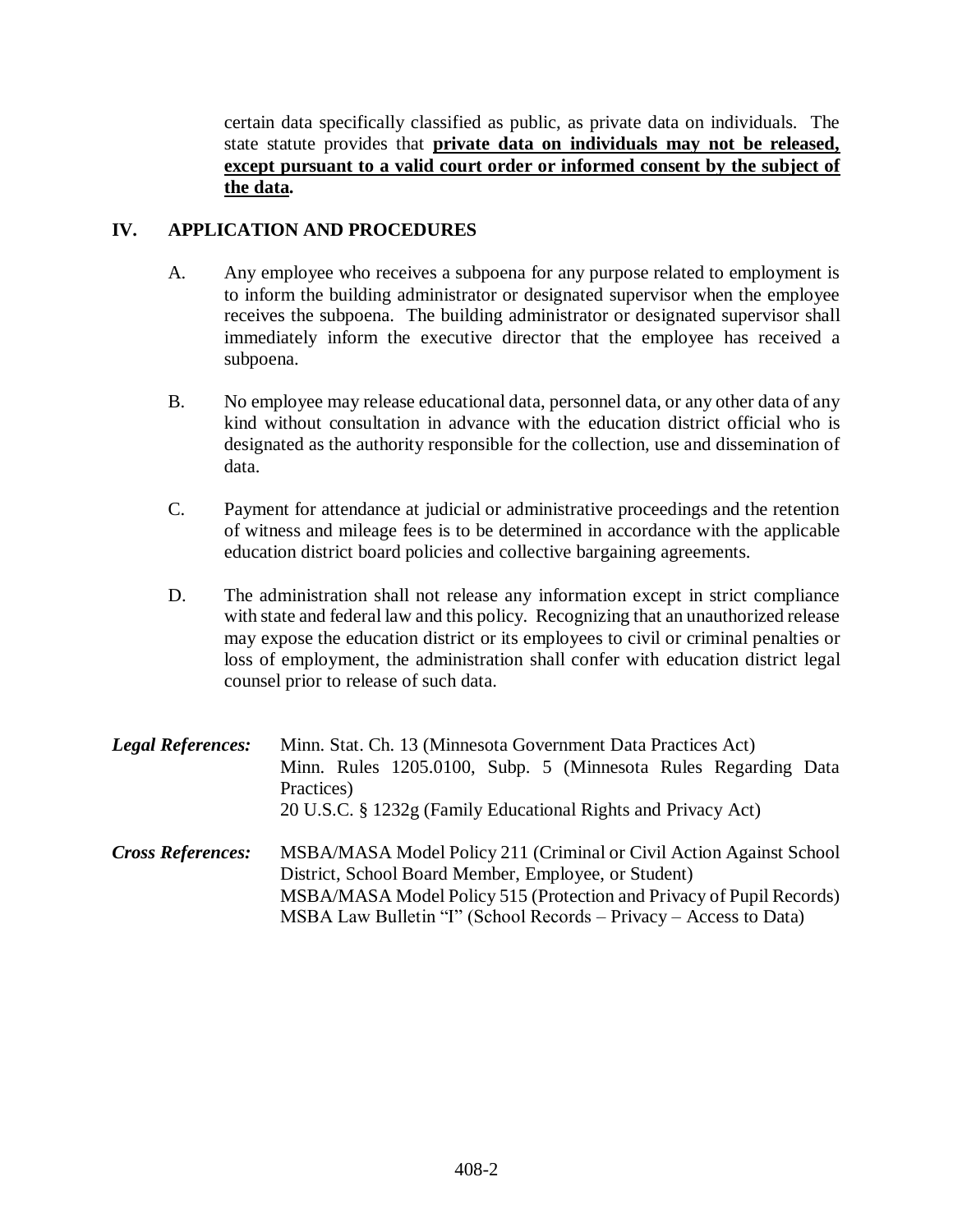certain data specifically classified as public, as private data on individuals. The state statute provides that **private data on individuals may not be released, except pursuant to a valid court order or informed consent by the subject of the data.**

## IV. APPLICATION AND PROCEDURES

A. Any employee who receives a subpoena for any purpose related to employment is to inform the building administrator or designated supervisor when the employee receives the subpoena. The building administrator or designated supervisor shall immediately inform the executive director that the employee has received a subpoena.

B. No employee may release educational data, personnel data, or any other data of any kind without consultation in advance with the education district official who is designated as the authority responsible for the collection, use and dissemination of data.

C. Payment for attendance at judicial or administrative proceedings and the retention of witness and mileage fees is to be determined in accordance with the applicable education district board policies and collective bargaining agreements.

D. The administration shall not release any information except in strict compliance with state and federal law and this policy. Recognizing that an unauthorized release may expose the education district or its employees to civil or criminal penalties or loss of employment, the administration shall confer with education district legal counsel prior to release of such data.

***Legal References:***
Minn. Stat. Ch. 13 (Minnesota Government Data Practices Act)
Minn. Rules 1205.0100, Subp. 5 (Minnesota Rules Regarding Data Practices)
20 U.S.C. § 1232g (Family Educational Rights and Privacy Act)

***Cross References:***
MSBA/MASA Model Policy 211 (Criminal or Civil Action Against School District, School Board Member, Employee, or Student)
MSBA/MASA Model Policy 515 (Protection and Privacy of Pupil Records)
MSBA Law Bulletin "I" (School Records – Privacy – Access to Data)